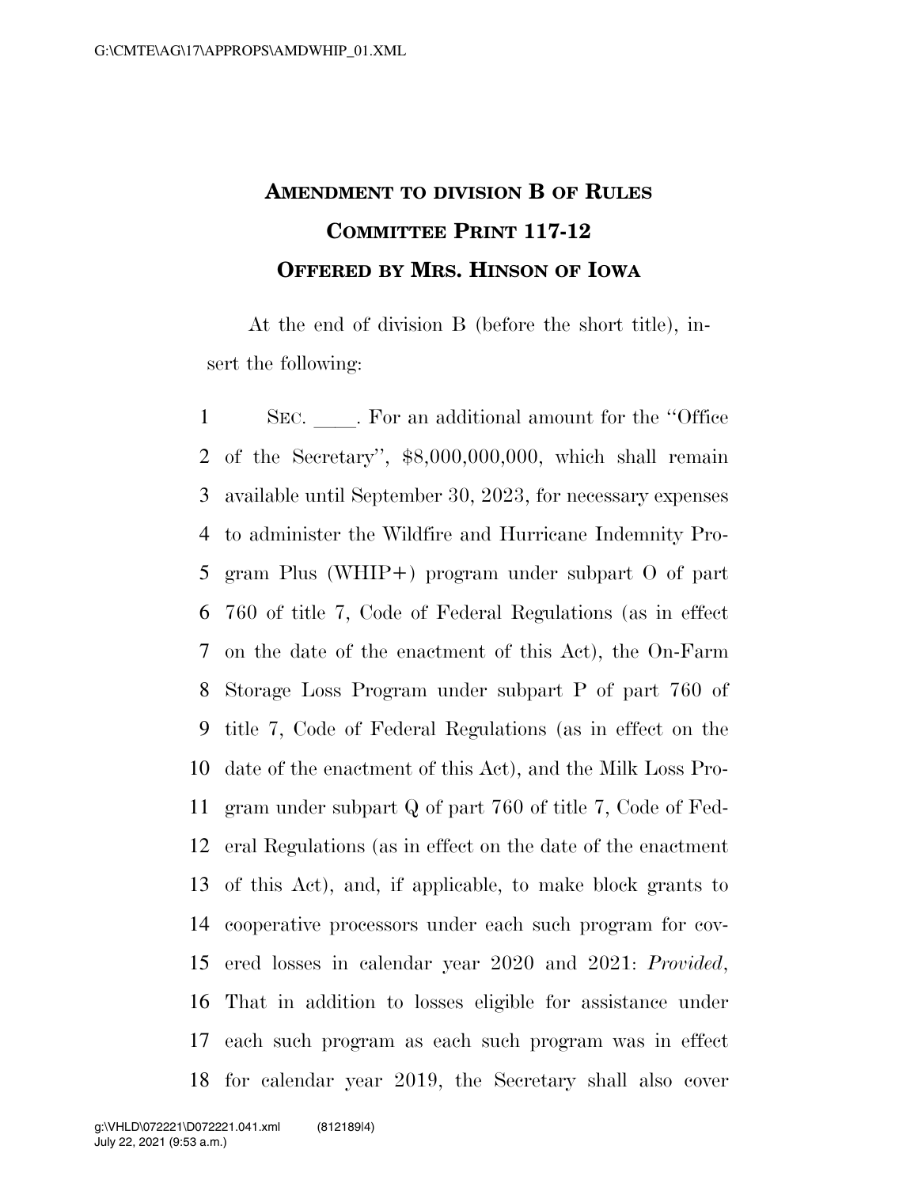# AMENDMENT TO DIVISION B OF RULES COMMITTEE PRINT 117-12
## OFFERED BY MRS. HINSON OF IOWA

At the end of division B (before the short title), insert the following:

SEC. \_\_\_\_. For an additional amount for the "Office of the Secretary", $8,000,000,000, which shall remain available until September 30, 2023, for necessary expenses to administer the Wildfire and Hurricane Indemnity Program Plus (WHIP+) program under subpart O of part 760 of title 7, Code of Federal Regulations (as in effect on the date of the enactment of this Act), the On-Farm Storage Loss Program under subpart P of part 760 of title 7, Code of Federal Regulations (as in effect on the date of the enactment of this Act), and the Milk Loss Program under subpart Q of part 760 of title 7, Code of Federal Regulations (as in effect on the date of the enactment of this Act), and, if applicable, to make block grants to cooperative processors under each such program for covered losses in calendar year 2020 and 2021: *Provided*, That in addition to losses eligible for assistance under each such program as each such program was in effect for calendar year 2019, the Secretary shall also cover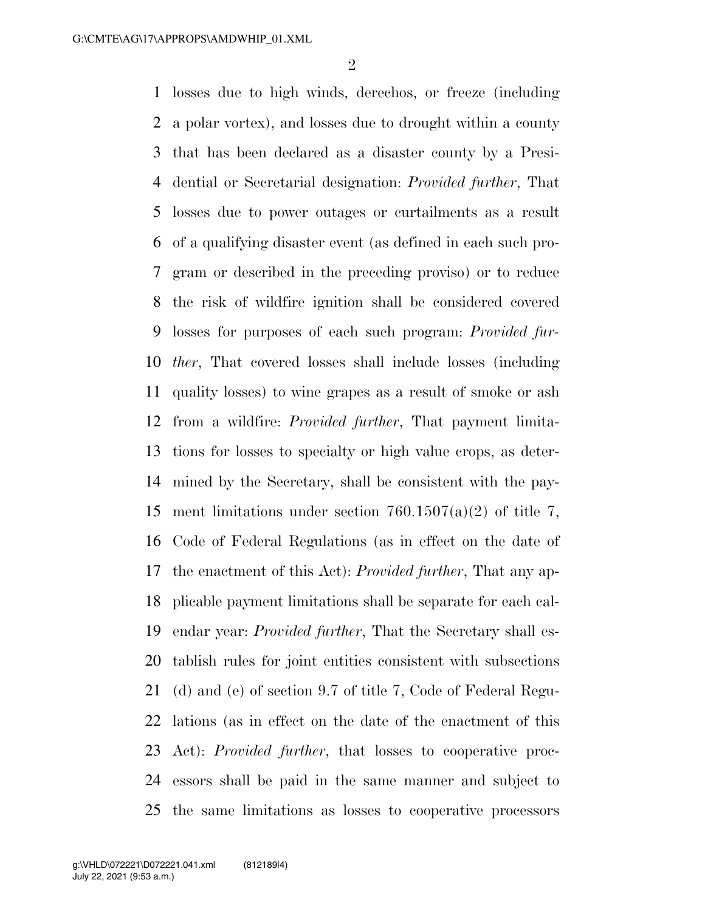losses due to high winds, derechos, or freeze (including a polar vortex), and losses due to drought within a county that has been declared as a disaster county by a Presidential or Secretarial designation: *Provided further*, That losses due to power outages or curtailments as a result of a qualifying disaster event (as defined in each such program or described in the preceding proviso) or to reduce the risk of wildfire ignition shall be considered covered losses for purposes of each such program: *Provided further*, That covered losses shall include losses (including quality losses) to wine grapes as a result of smoke or ash from a wildfire: *Provided further*, That payment limitations for losses to specialty or high value crops, as determined by the Secretary, shall be consistent with the payment limitations under section 760.1507(a)(2) of title 7, Code of Federal Regulations (as in effect on the date of the enactment of this Act): *Provided further*, That any applicable payment limitations shall be separate for each calendar year: *Provided further*, That the Secretary shall establish rules for joint entities consistent with subsections (d) and (e) of section 9.7 of title 7, Code of Federal Regulations (as in effect on the date of the enactment of this Act): *Provided further*, that losses to cooperative processors shall be paid in the same manner and subject to the same limitations as losses to cooperative processors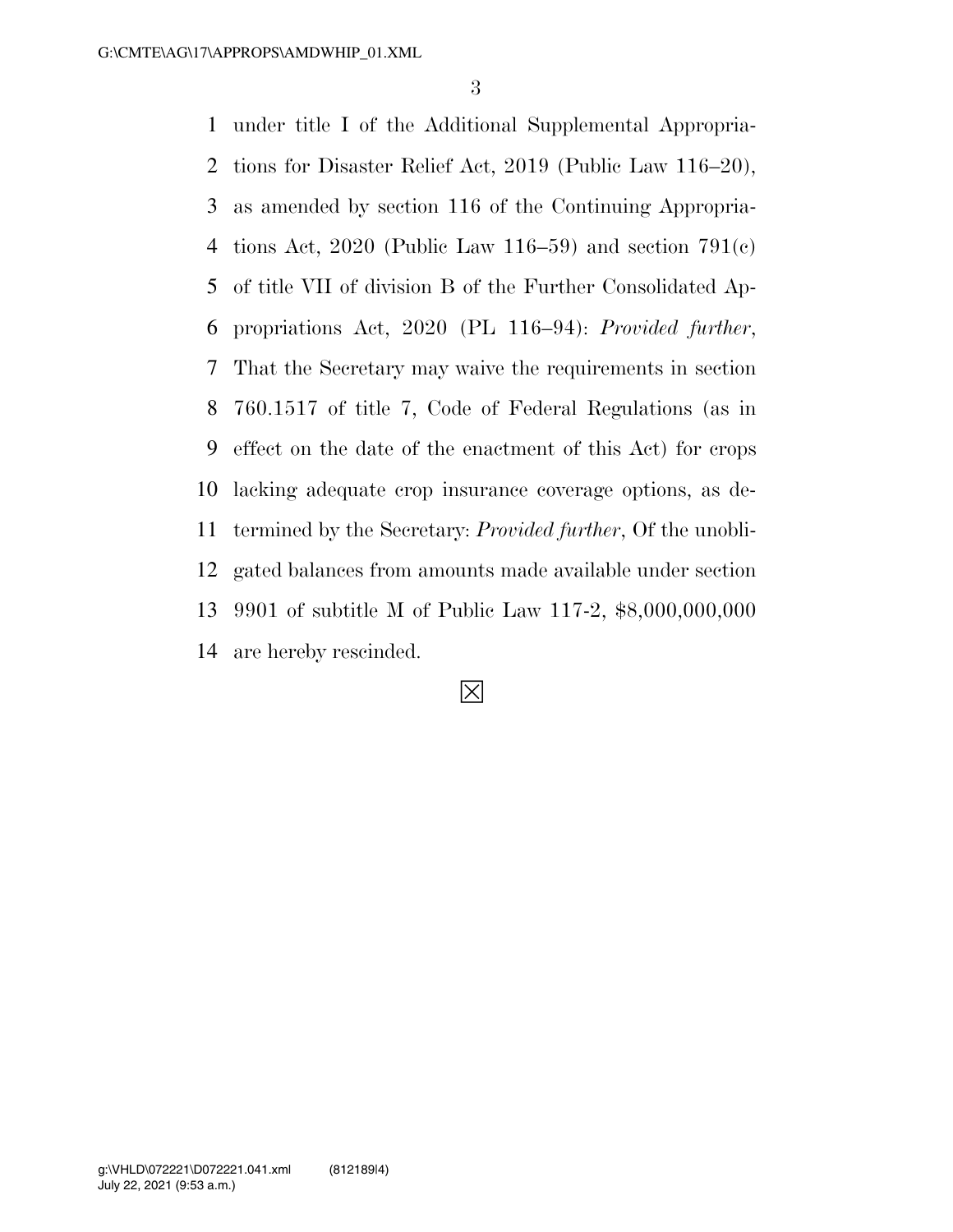under title I of the Additional Supplemental Appropriations for Disaster Relief Act, 2019 (Public Law 116–20), as amended by section 116 of the Continuing Appropriations Act, 2020 (Public Law 116–59) and section 791(c) of title VII of division B of the Further Consolidated Appropriations Act, 2020 (PL 116–94): *Provided further*, That the Secretary may waive the requirements in section 760.1517 of title 7, Code of Federal Regulations (as in effect on the date of the enactment of this Act) for crops lacking adequate crop insurance coverage options, as determined by the Secretary: *Provided further*, Of the unobligated balances from amounts made available under section 9901 of subtitle M of Public Law 117-2, $8,000,000,000 are hereby rescinded.

☒